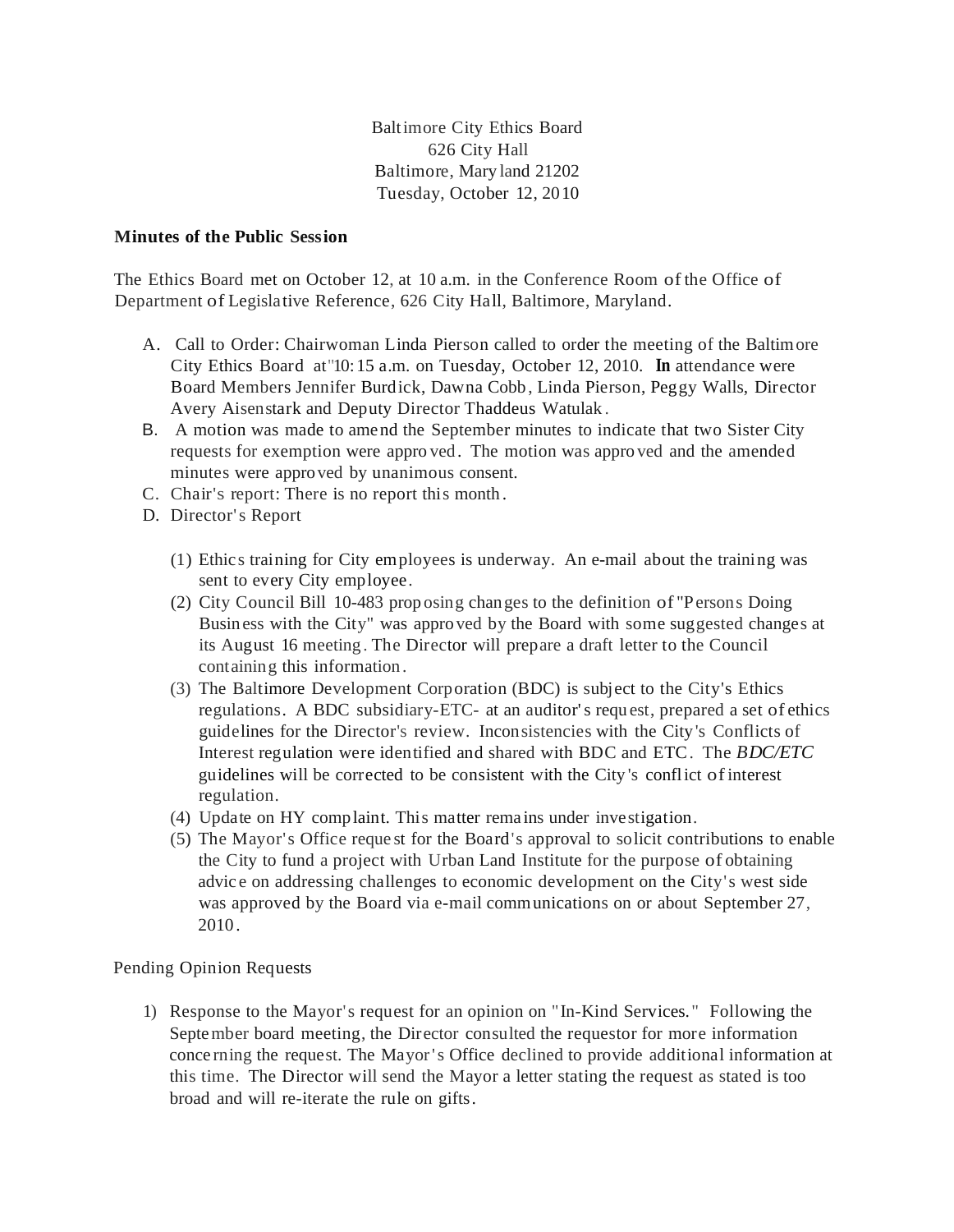Baltimore City Ethics Board
626 City Hall
Baltimore, Maryland 21202
Tuesday, October 12, 2010

**Minutes of the Public Session**

The Ethics Board met on October 12, at 10 a.m. in the Conference Room of the Office of Department of Legislative Reference, 626 City Hall, Baltimore, Maryland.

A. Call to Order: Chairwoman Linda Pierson called to order the meeting of the Baltimore City Ethics Board at"10:15 a.m. on Tuesday, October 12, 2010. **In** attendance were Board Members Jennifer Burdick, Dawna Cobb, Linda Pierson, Peggy Walls, Director Avery Aisenstark and Deputy Director Thaddeus Watulak.

B. A motion was made to amend the September minutes to indicate that two Sister City requests for exemption were approved. The motion was approved and the amended minutes were approved by unanimous consent.

C. Chair's report: There is no report this month.

D. Director's Report

(1) Ethics training for City employees is underway. An e-mail about the training was sent to every City employee.

(2) City Council Bill 10-483 proposing changes to the definition of "Persons Doing Business with the City" was approved by the Board with some suggested changes at its August 16 meeting. The Director will prepare a draft letter to the Council containing this information.

(3) The Baltimore Development Corporation (BDC) is subject to the City's Ethics regulations. A BDC subsidiary-ETC- at an auditor's request, prepared a set of ethics guidelines for the Director's review. Inconsistencies with the City's Conflicts of Interest regulation were identified and shared with BDC and ETC. The *BDC/ETC* guidelines will be corrected to be consistent with the City's conflict of interest regulation.

(4) Update on HY complaint. This matter remains under investigation.

(5) The Mayor's Office request for the Board's approval to solicit contributions to enable the City to fund a project with Urban Land Institute for the purpose of obtaining advice on addressing challenges to economic development on the City's west side was approved by the Board via e-mail communications on or about September 27, 2010.

Pending Opinion Requests

1) Response to the Mayor's request for an opinion on "In-Kind Services." Following the September board meeting, the Director consulted the requestor for more information concerning the request. The Mayor's Office declined to provide additional information at this time. The Director will send the Mayor a letter stating the request as stated is too broad and will re-iterate the rule on gifts.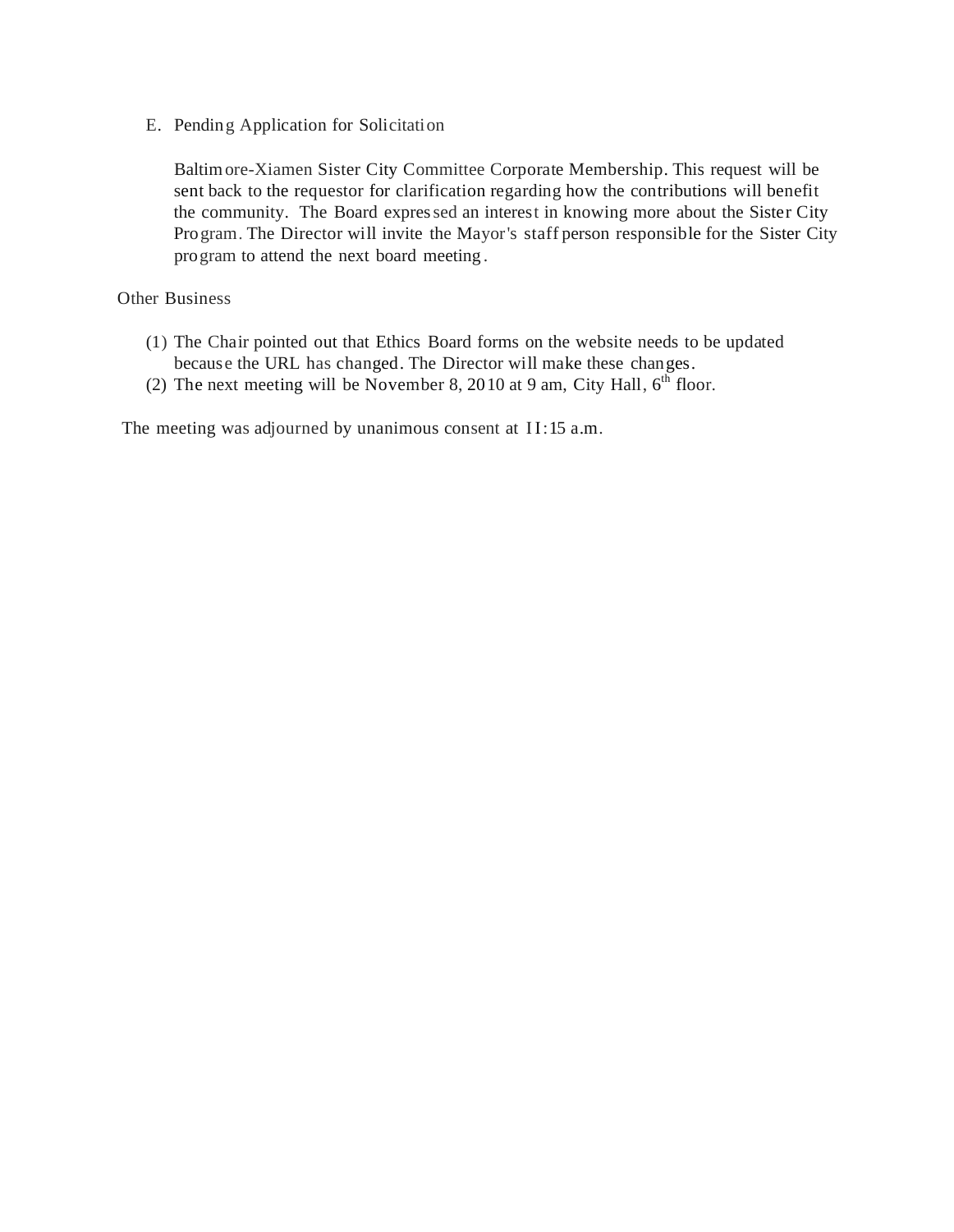E. Pending Application for Solicitation

Baltimore-Xiamen Sister City Committee Corporate Membership. This request will be sent back to the requestor for clarification regarding how the contributions will benefit the community. The Board expressed an interest in knowing more about the Sister City Program. The Director will invite the Mayor's staff person responsible for the Sister City program to attend the next board meeting.

Other Business

(1) The Chair pointed out that Ethics Board forms on the website needs to be updated because the URL has changed. The Director will make these changes.
(2) The next meeting will be November 8, 2010 at 9 am, City Hall, 6th floor.

The meeting was adjourned by unanimous consent at 11:15 a.m.